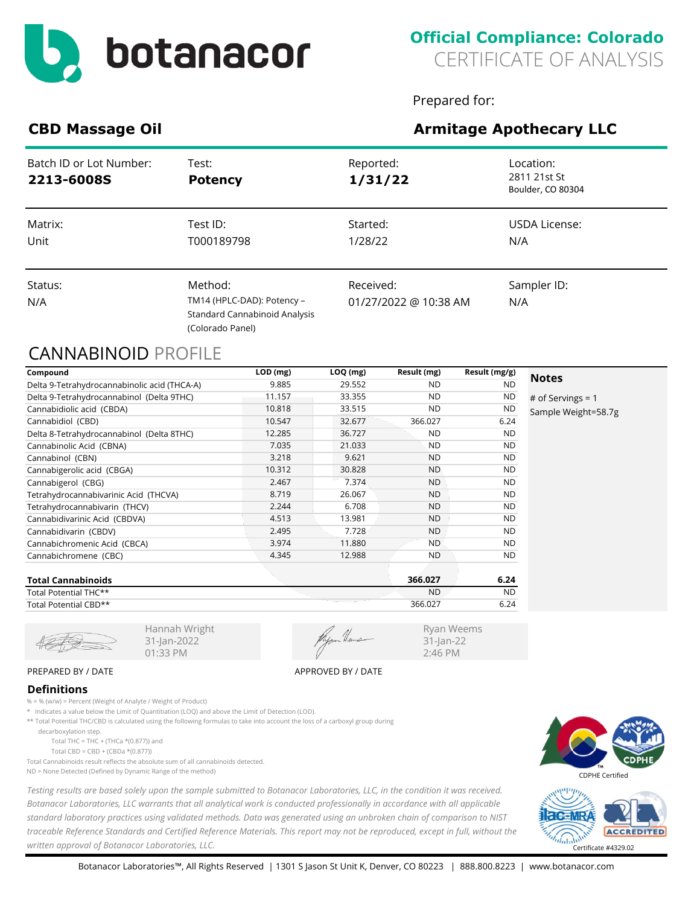# botanacor

## Official Compliance: Colorado
CERTIFICATE OF ANALYSIS

Prepared for:

## CBD Massage Oil

## Armitage Apothecary LLC

| Batch ID or Lot Number: | Test: | Reported: | Location: |
|---|---|---|---|
| **2213-6008S** | **Potency** | **1/31/22** | 2811 21st St<br>Boulder, CO 80304 |
| Matrix: | Test ID: | Started: | USDA License: |
| Unit | T000189798 | 1/28/22 | N/A |
| Status: | Method: | Received: | Sampler ID: |
| N/A | TM14 (HPLC-DAD): Potency – Standard Cannabinoid Analysis (Colorado Panel) | 01/27/2022 @ 10:38 AM | N/A |

## CANNABINOID PROFILE

| Compound | LOD (mg) | LOQ (mg) | Result (mg) | Result (mg/g) |
|---|---|---|---|---|
| Delta 9-Tetrahydrocannabinolic acid (THCA-A) | 9.885 | 29.552 | ND | ND |
| Delta 9-Tetrahydrocannabinol (Delta 9THC) | 11.157 | 33.355 | ND | ND |
| Cannabidiolic acid (CBDA) | 10.818 | 33.515 | ND | ND |
| Cannabidiol (CBD) | 10.547 | 32.677 | 366.027 | 6.24 |
| Delta 8-Tetrahydrocannabinol (Delta 8THC) | 12.285 | 36.727 | ND | ND |
| Cannabinolic Acid (CBNA) | 7.035 | 21.033 | ND | ND |
| Cannabinol (CBN) | 3.218 | 9.621 | ND | ND |
| Cannabigerolic acid (CBGA) | 10.312 | 30.828 | ND | ND |
| Cannabigerol (CBG) | 2.467 | 7.374 | ND | ND |
| Tetrahydrocannabivarinic Acid (THCVA) | 8.719 | 26.067 | ND | ND |
| Tetrahydrocannabivarin (THCV) | 2.244 | 6.708 | ND | ND |
| Cannabidivarinic Acid (CBDVA) | 4.513 | 13.981 | ND | ND |
| Cannabidivarin (CBDV) | 2.495 | 7.728 | ND | ND |
| Cannabichromenic Acid (CBCA) | 3.974 | 11.880 | ND | ND |
| Cannabichromene (CBC) | 4.345 | 12.988 | ND | ND |
| **Total Cannabinoids** | | | **366.027** | **6.24** |
| Total Potential THC** | | | ND | ND |
| Total Potential CBD** | | | 366.027 | 6.24 |

**Notes**

# of Servings = 1
Sample Weight=58.7g

Hannah Wright
31-Jan-2022
01:33 PM

PREPARED BY / DATE

Ryan Weems
31-Jan-22
2:46 PM

APPROVED BY / DATE

### Definitions

% = % (w/w) = Percent (Weight of Analyte / Weight of Product)

* Indicates a value below the Limit of Quantitiation (LOQ) and above the Limit of Detection (LOD).

** Total Potential THC/CBD is calculated using the following formulas to take into account the loss of a carboxyl group during decarboxylation step.

Total THC = THC + (THCa *(0.877)) and

Total CBD = CBD + (CBDa *(0.877))

Total Cannabinoids result reflects the absolute sum of all cannabinoids detected.

ND = None Detected (Defined by Dynamic Range of the method)

*Testing results are based solely upon the sample submitted to Botanacor Laboratories, LLC, in the condition it was received. Botanacor Laboratories, LLC warrants that all analytical work is conducted professionally in accordance with all applicable standard laboratory practices using validated methods. Data was generated using an unbroken chain of comparison to NIST traceable Reference Standards and Certified Reference Materials. This report may not be reproduced, except in full, without the written approval of Botanacor Laboratories, LLC.*

CDPHE Certified

Certificate #4329.02

Botanacor Laboratories™, All Rights Reserved | 1301 S Jason St Unit K, Denver, CO 80223 | 888.800.8223 | www.botanacor.com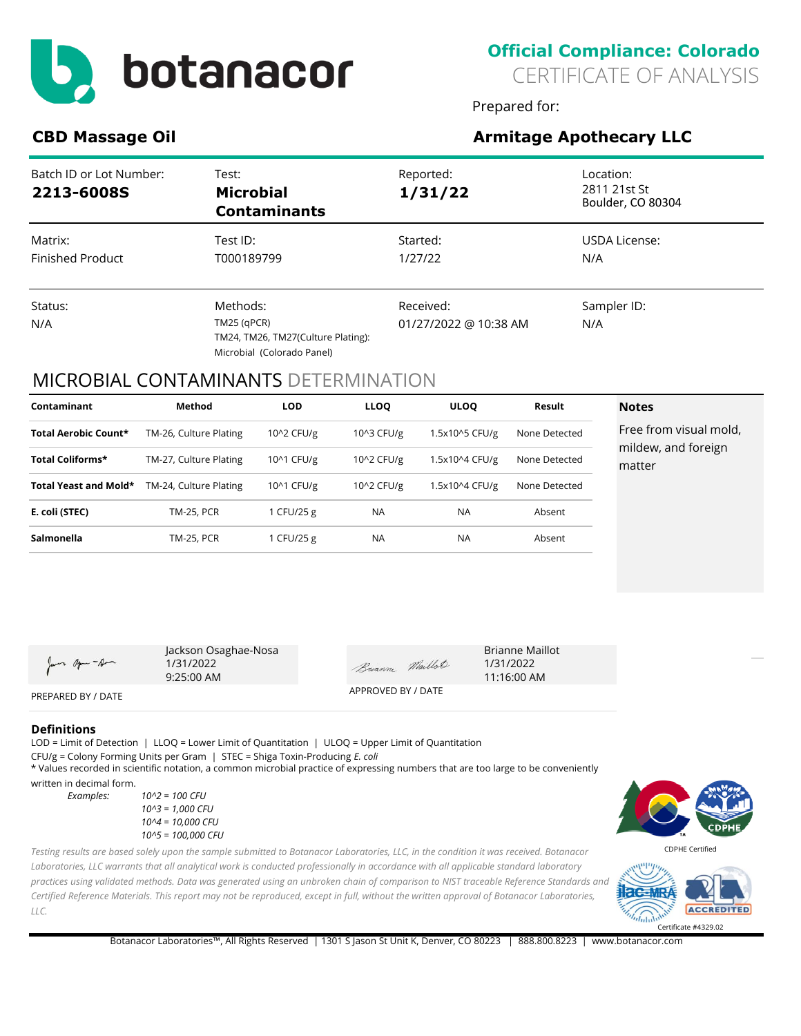# botanacor

**Official Compliance: Colorado**
CERTIFICATE OF ANALYSIS

Prepared for:

## CBD Massage Oil

## Armitage Apothecary LLC

| | | | |
|---|---|---|---|
| Batch ID or Lot Number:<br>**2213-6008S** | Test:<br>**Microbial Contaminants** | Reported:<br>**1/31/22** | Location:<br>2811 21st St<br>Boulder, CO 80304 |
| Matrix:<br>Finished Product | Test ID:<br>T000189799 | Started:<br>1/27/22 | USDA License:<br>N/A |
| Status:<br>N/A | Methods:<br>TM25 (qPCR)<br>TM24, TM26, TM27(Culture Plating):<br>Microbial (Colorado Panel) | Received:<br>01/27/2022 @ 10:38 AM | Sampler ID:<br>N/A |

## MICROBIAL CONTAMINANTS DETERMINATION

| Contaminant | Method | LOD | LLOQ | ULOQ | Result |
|---|---|---|---|---|---|
| **Total Aerobic Count*** | TM-26, Culture Plating | 10^2 CFU/g | 10^3 CFU/g | 1.5x10^5 CFU/g | None Detected |
| **Total Coliforms*** | TM-27, Culture Plating | 10^1 CFU/g | 10^2 CFU/g | 1.5x10^4 CFU/g | None Detected |
| **Total Yeast and Mold*** | TM-24, Culture Plating | 10^1 CFU/g | 10^2 CFU/g | 1.5x10^4 CFU/g | None Detected |
| **E. coli (STEC)** | TM-25, PCR | 1 CFU/25 g | NA | NA | Absent |
| **Salmonella** | TM-25, PCR | 1 CFU/25 g | NA | NA | Absent |

**Notes**

Free from visual mold, mildew, and foreign matter

Jackson Osaghae-Nosa
1/31/2022
9:25:00 AM

PREPARED BY / DATE

Brianne Maillot
1/31/2022
11:16:00 AM

APPROVED BY / DATE

### Definitions

LOD = Limit of Detection | LLOQ = Lower Limit of Quantitation | ULOQ = Upper Limit of Quantitation

CFU/g = Colony Forming Units per Gram | STEC = Shiga Toxin-Producing *E. coli*

\* Values recorded in scientific notation, a common microbial practice of expressing numbers that are too large to be conveniently written in decimal form.

*Examples:*
*10^2 = 100 CFU*
*10^3 = 1,000 CFU*
*10^4 = 10,000 CFU*
*10^5 = 100,000 CFU*

*Testing results are based solely upon the sample submitted to Botanacor Laboratories, LLC, in the condition it was received. Botanacor Laboratories, LLC warrants that all analytical work is conducted professionally in accordance with all applicable standard laboratory practices using validated methods. Data was generated using an unbroken chain of comparison to NIST traceable Reference Standards and Certified Reference Materials. This report may not be reproduced, except in full, without the written approval of Botanacor Laboratories, LLC.*

CDPHE Certified

Certificate #4329.02

Botanacor Laboratories™, All Rights Reserved | 1301 S Jason St Unit K, Denver, CO 80223 | 888.800.8223 | www.botanacor.com